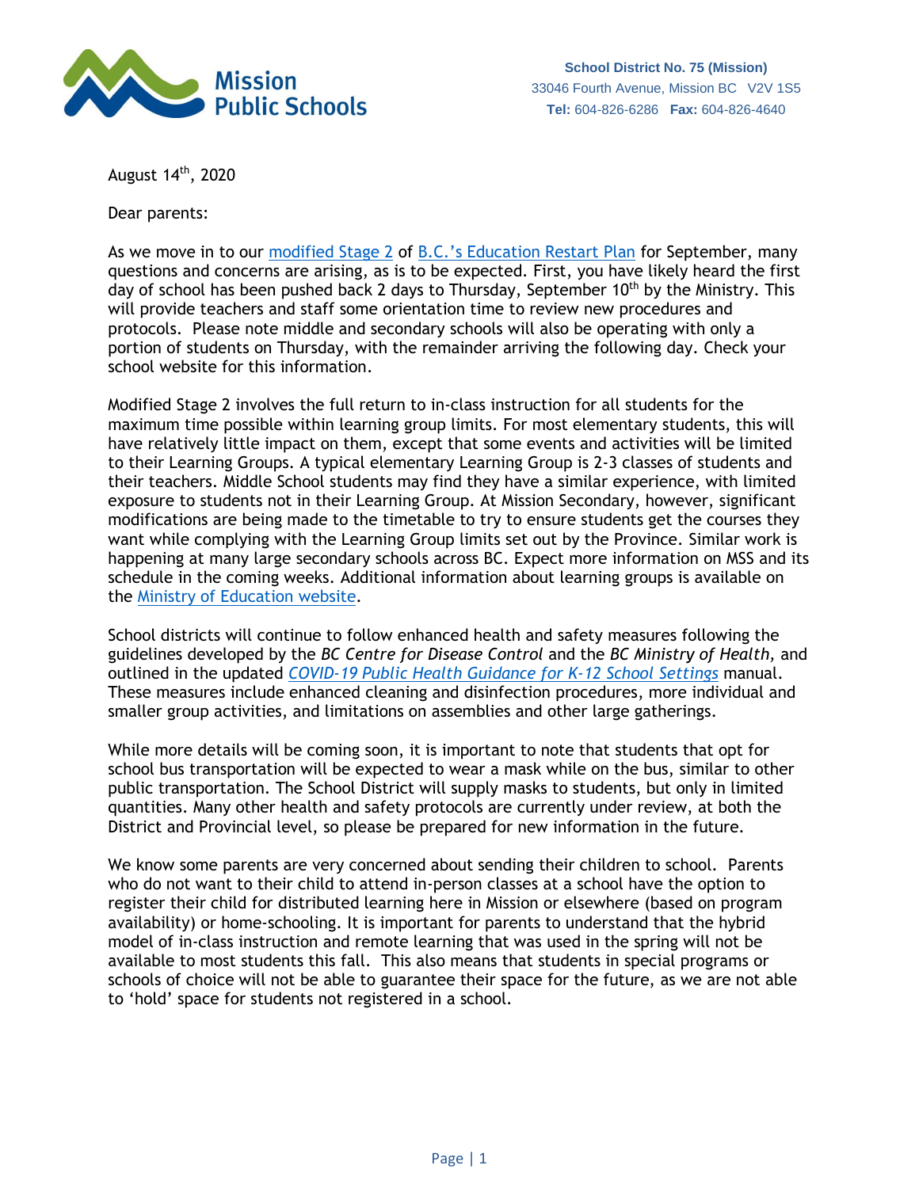Mission Public Schools

**School District No. 75 (Mission)**
33046 Fourth Avenue, Mission BC V2V 1S5
**Tel:** 604-826-6286 **Fax:** 604-826-4640

August 14th, 2020

Dear parents:

As we move in to our modified Stage 2 of B.C.'s Education Restart Plan for September, many questions and concerns are arising, as is to be expected. First, you have likely heard the first day of school has been pushed back 2 days to Thursday, September 10th by the Ministry. This will provide teachers and staff some orientation time to review new procedures and protocols. Please note middle and secondary schools will also be operating with only a portion of students on Thursday, with the remainder arriving the following day. Check your school website for this information.

Modified Stage 2 involves the full return to in-class instruction for all students for the maximum time possible within learning group limits. For most elementary students, this will have relatively little impact on them, except that some events and activities will be limited to their Learning Groups. A typical elementary Learning Group is 2-3 classes of students and their teachers. Middle School students may find they have a similar experience, with limited exposure to students not in their Learning Group. At Mission Secondary, however, significant modifications are being made to the timetable to try to ensure students get the courses they want while complying with the Learning Group limits set out by the Province. Similar work is happening at many large secondary schools across BC. Expect more information on MSS and its schedule in the coming weeks. Additional information about learning groups is available on the Ministry of Education website.

School districts will continue to follow enhanced health and safety measures following the guidelines developed by the *BC Centre for Disease Control* and the *BC Ministry of Health,* and outlined in the updated *COVID-19 Public Health Guidance for K-12 School Settings* manual. These measures include enhanced cleaning and disinfection procedures, more individual and smaller group activities, and limitations on assemblies and other large gatherings.

While more details will be coming soon, it is important to note that students that opt for school bus transportation will be expected to wear a mask while on the bus, similar to other public transportation. The School District will supply masks to students, but only in limited quantities. Many other health and safety protocols are currently under review, at both the District and Provincial level, so please be prepared for new information in the future.

We know some parents are very concerned about sending their children to school. Parents who do not want to their child to attend in-person classes at a school have the option to register their child for distributed learning here in Mission or elsewhere (based on program availability) or home-schooling. It is important for parents to understand that the hybrid model of in-class instruction and remote learning that was used in the spring will not be available to most students this fall. This also means that students in special programs or schools of choice will not be able to guarantee their space for the future, as we are not able to 'hold' space for students not registered in a school.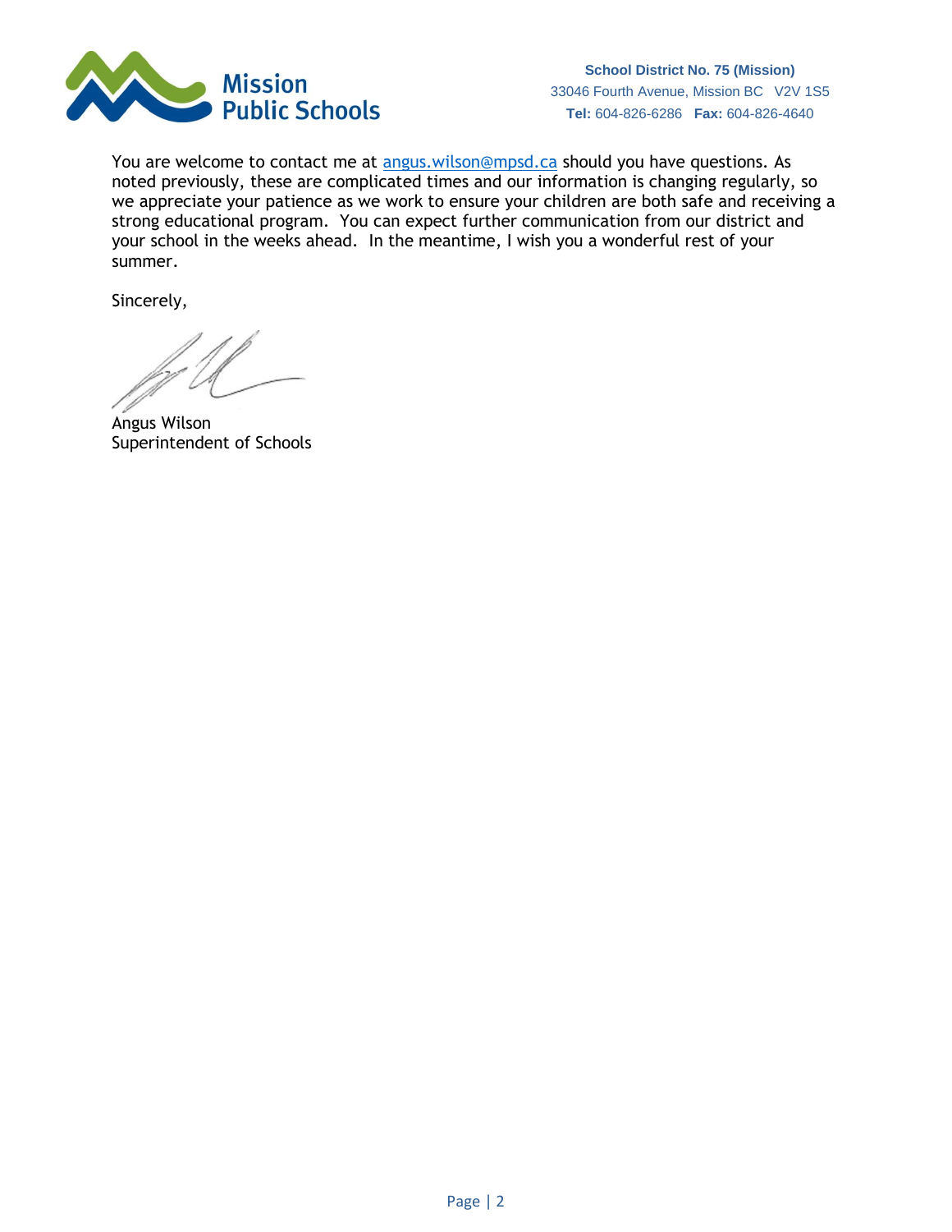**School District No. 75 (Mission)**
33046 Fourth Avenue, Mission BC V2V 1S5
**Tel:** 604-826-6286 **Fax:** 604-826-4640

You are welcome to contact me at angus.wilson@mpsd.ca should you have questions. As noted previously, these are complicated times and our information is changing regularly, so we appreciate your patience as we work to ensure your children are both safe and receiving a strong educational program. You can expect further communication from our district and your school in the weeks ahead. In the meantime, I wish you a wonderful rest of your summer.

Sincerely,

Angus Wilson
Superintendent of Schools